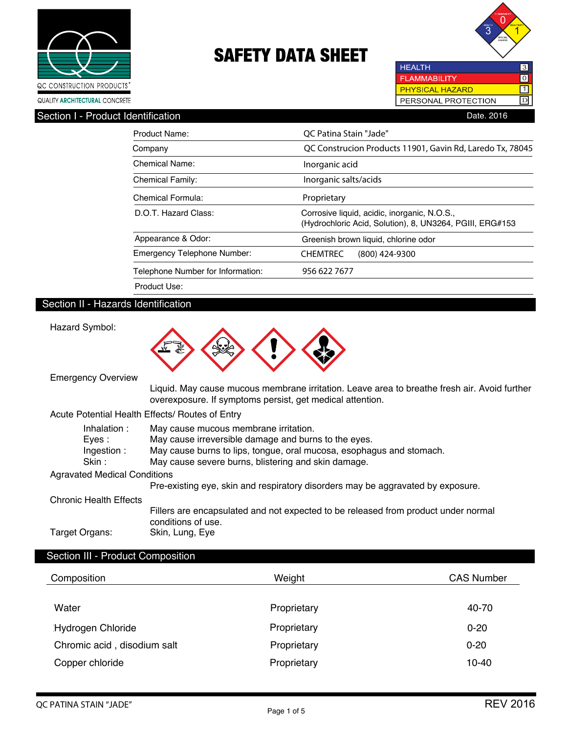QC CONSTRUCTION PRODUCTS®

QUALITY ARCHITECTURAL CONCRETE

# SAFETY DATA SHEET

| | |
|---|---|
| HEALTH | 3 |
| FLAMMABILITY | 0 |
| PHYSICAL HAZARD | 1 |
| PERSONAL PROTECTION | D |

## Section I - Product Identification

Date. 2016

| | |
|---|---|
| Product Name: | QC Patina Stain "Jade" |
| Company | QC Construcion Products 11901, Gavin Rd, Laredo Tx, 78045 |
| Chemical Name: | Inorganic acid |
| Chemical Family: | Inorganic salts/acids |
| Chemical Formula: | Proprietary |
| D.O.T. Hazard Class: | Corrosive liquid, acidic, inorganic, N.O.S., (Hydrochloric Acid, Solution), 8, UN3264, PGIII, ERG#153 |
| Appearance & Odor: | Greenish brown liquid, chlorine odor |
| Emergency Telephone Number: | CHEMTREC (800) 424-9300 |
| Telephone Number for Information: | 956 622 7677 |
| Product Use: | |

## Section II - Hazards Identification

Hazard Symbol:

Emergency Overview

Liquid. May cause mucous membrane irritation. Leave area to breathe fresh air. Avoid further overexposure. If symptoms persist, get medical attention.

Acute Potential Health Effects/ Routes of Entry

- Inhalation : May cause mucous membrane irritation.
- Eyes : May cause irreversible damage and burns to the eyes.
- Ingestion : May cause burns to lips, tongue, oral mucosa, esophagus and stomach.
- Skin : May cause severe burns, blistering and skin damage.

Agravated Medical Conditions

Pre-existing eye, skin and respiratory disorders may be aggravated by exposure.

Chronic Health Effects

Fillers are encapsulated and not expected to be released from product under normal conditions of use.

Target Organs: Skin, Lung, Eye

## Section III - Product Composition

| Composition | Weight | CAS Number |
|---|---|---|
| Water | Proprietary | 40-70 |
| Hydrogen Chloride | Proprietary | 0-20 |
| Chromic acid , disodium salt | Proprietary | 0-20 |
| Copper chloride | Proprietary | 10-40 |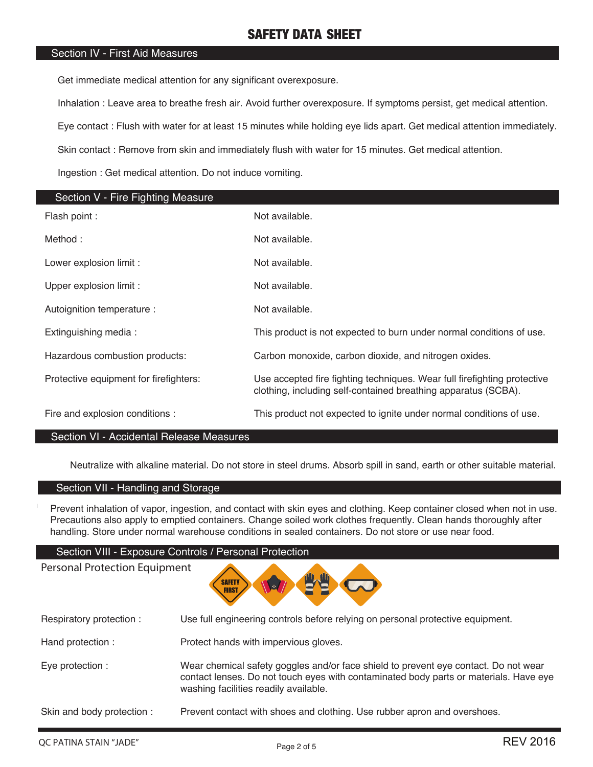# SAFETY DATA SHEET

## Section IV - First Aid Measures

Get immediate medical attention for any significant overexposure.

Inhalation : Leave area to breathe fresh air. Avoid further overexposure. If symptoms persist, get medical attention.

Eye contact : Flush with water for at least 15 minutes while holding eye lids apart. Get medical attention immediately.

Skin contact : Remove from skin and immediately flush with water for 15 minutes. Get medical attention.

Ingestion : Get medical attention. Do not induce vomiting.

## Section V - Fire Fighting Measure

| | |
|---|---|
| Flash point : | Not available. |
| Method : | Not available. |
| Lower explosion limit : | Not available. |
| Upper explosion limit : | Not available. |
| Autoignition temperature : | Not available. |
| Extinguishing media : | This product is not expected to burn under normal conditions of use. |
| Hazardous combustion products: | Carbon monoxide, carbon dioxide, and nitrogen oxides. |
| Protective equipment for firefighters: | Use accepted fire fighting techniques. Wear full firefighting protective clothing, including self-contained breathing apparatus (SCBA). |
| Fire and explosion conditions : | This product not expected to ignite under normal conditions of use. |

## Section VI - Accidental Release Measures

Neutralize with alkaline material. Do not store in steel drums. Absorb spill in sand, earth or other suitable material.

## Section VII - Handling and Storage

Prevent inhalation of vapor, ingestion, and contact with skin eyes and clothing. Keep container closed when not in use. Precautions also apply to emptied containers. Change soiled work clothes frequently. Clean hands thoroughly after handling. Store under normal warehouse conditions in sealed containers. Do not store or use near food.

## Section VIII - Exposure Controls / Personal Protection

Personal Protection Equipment

| | |
|---|---|
| Respiratory protection : | Use full engineering controls before relying on personal protective equipment. |
| Hand protection : | Protect hands with impervious gloves. |
| Eye protection : | Wear chemical safety goggles and/or face shield to prevent eye contact. Do not wear contact lenses. Do not touch eyes with contaminated body parts or materials. Have eye washing facilities readily available. |
| Skin and body protection : | Prevent contact with shoes and clothing. Use rubber apron and overshoes. |

QC PATINA STAIN "JADE" REV 2016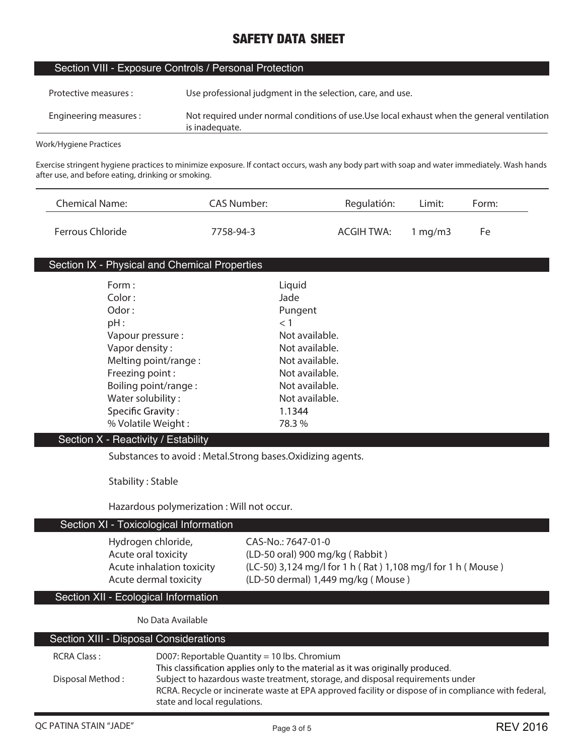# SAFETY DATA SHEET

## Section VIII - Exposure Controls / Personal Protection

| | |
|---|---|
| Protective measures : | Use professional judgment in the selection, care, and use. |
| Engineering measures : | Not required under normal conditions of use.Use local exhaust when the general ventilation is inadequate. |

Work/Hygiene Practices

Exercise stringent hygiene practices to minimize exposure. If contact occurs, wash any body part with soap and water immediately. Wash hands after use, and before eating, drinking or smoking.

| Chemical Name: | CAS Number: | Regulatión: | Limit: | Form: |
|---|---|---|---|---|
| Ferrous Chloride | 7758-94-3 | ACGIH TWA: | 1 mg/m3 | Fe |

## Section IX - Physical and Chemical Properties

| | |
|---|---|
| Form : | Liquid |
| Color : | Jade |
| Odor : | Pungent |
| pH : | < 1 |
| Vapour pressure : | Not available. |
| Vapor density : | Not available. |
| Melting point/range : | Not available. |
| Freezing point : | Not available. |
| Boiling point/range : | Not available. |
| Water solubility : | Not available. |
| Specific Gravity : | 1.1344 |
| % Volatile Weight : | 78.3 % |

## Section X - Reactivity / Estability

Substances to avoid : Metal.Strong bases.Oxidizing agents.

Stability : Stable

Hazardous polymerization : Will not occur.

## Section XI - Toxicological Information

| | |
|---|---|
| Hydrogen chloride, | CAS-No.: 7647-01-0 |
| Acute oral toxicity | (LD-50 oral) 900 mg/kg ( Rabbit ) |
| Acute inhalation toxicity | (LC-50) 3,124 mg/l for 1 h ( Rat ) 1,108 mg/l for 1 h ( Mouse ) |
| Acute dermal toxicity | (LD-50 dermal) 1,449 mg/kg ( Mouse ) |

## Section XII - Ecological Information

No Data Available

## Section XIII - Disposal Considerations

| | |
|---|---|
| RCRA Class : | D007: Reportable Quantity = 10 lbs. Chromium<br>This classification applies only to the material as it was originally produced. |
| Disposal Method : | Subject to hazardous waste treatment, storage, and disposal requirements under RCRA. Recycle or incinerate waste at EPA approved facility or dispose of in compliance with federal, state and local regulations. |

QC PATINA STAIN "JADE" REV 2016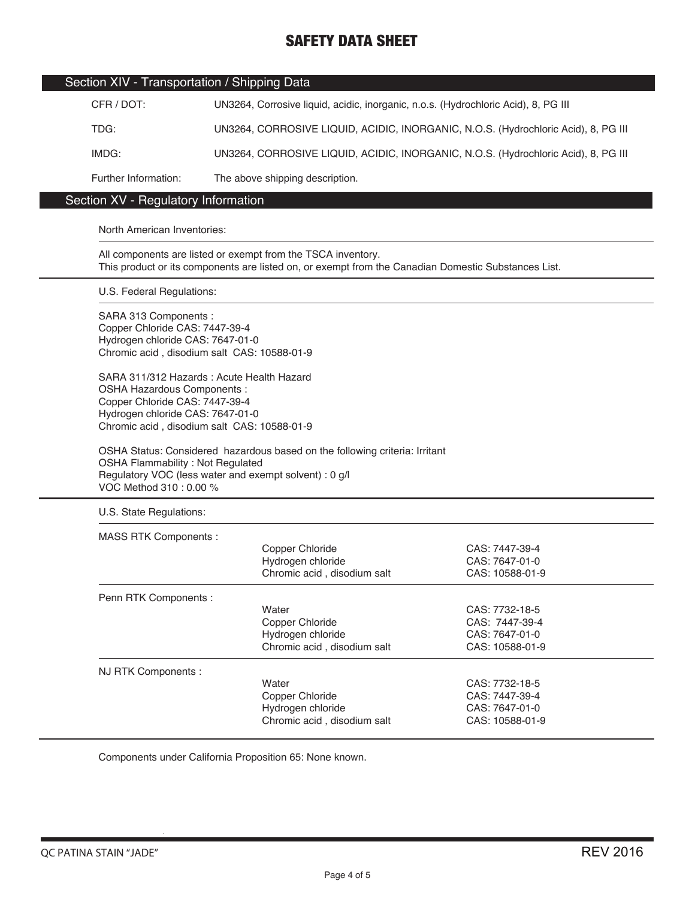# SAFETY DATA SHEET

## Section XIV - Transportation / Shipping Data

| | |
|---|---|
| CFR / DOT: | UN3264, Corrosive liquid, acidic, inorganic, n.o.s. (Hydrochloric Acid), 8, PG III |
| TDG: | UN3264, CORROSIVE LIQUID, ACIDIC, INORGANIC, N.O.S. (Hydrochloric Acid), 8, PG III |
| IMDG: | UN3264, CORROSIVE LIQUID, ACIDIC, INORGANIC, N.O.S. (Hydrochloric Acid), 8, PG III |
| Further Information: | The above shipping description. |

## Section XV - Regulatory Information

North American Inventories:

All components are listed or exempt from the TSCA inventory.
This product or its components are listed on, or exempt from the Canadian Domestic Substances List.

U.S. Federal Regulations:

SARA 313 Components :
Copper Chloride CAS: 7447-39-4
Hydrogen chloride CAS: 7647-01-0
Chromic acid , disodium salt CAS: 10588-01-9

SARA 311/312 Hazards : Acute Health Hazard
OSHA Hazardous Components :
Copper Chloride CAS: 7447-39-4
Hydrogen chloride CAS: 7647-01-0
Chromic acid , disodium salt CAS: 10588-01-9

OSHA Status: Considered hazardous based on the following criteria: Irritant
OSHA Flammability : Not Regulated
Regulatory VOC (less water and exempt solvent) : 0 g/l
VOC Method 310 : 0.00 %

U.S. State Regulations:

| | | |
|---|---|---|
| MASS RTK Components : | Copper Chloride | CAS: 7447-39-4 |
| | Hydrogen chloride | CAS: 7647-01-0 |
| | Chromic acid , disodium salt | CAS: 10588-01-9 |
| Penn RTK Components : | Water | CAS: 7732-18-5 |
| | Copper Chloride | CAS: 7447-39-4 |
| | Hydrogen chloride | CAS: 7647-01-0 |
| | Chromic acid , disodium salt | CAS: 10588-01-9 |
| NJ RTK Components : | Water | CAS: 7732-18-5 |
| | Copper Chloride | CAS: 7447-39-4 |
| | Hydrogen chloride | CAS: 7647-01-0 |
| | Chromic acid , disodium salt | CAS: 10588-01-9 |

Components under California Proposition 65: None known.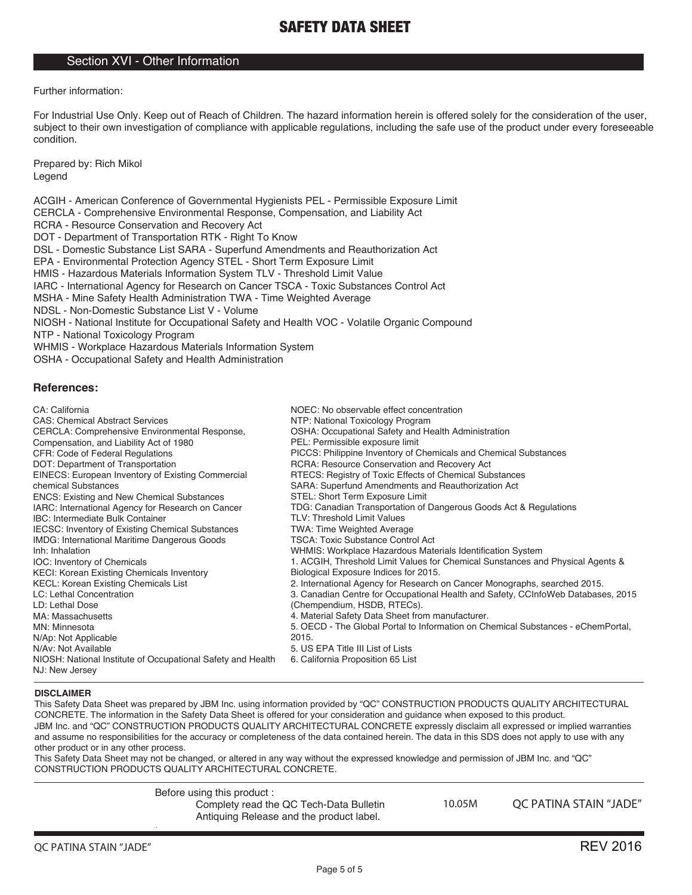## Section XVI - Other Information

Further information:

For Industrial Use Only. Keep out of Reach of Children. The hazard information herein is offered solely for the consideration of the user, subject to their own investigation of compliance with applicable regulations, including the safe use of the product under every foreseeable condition.

Prepared by: Rich Mikol
Legend

ACGIH - American Conference of Governmental Hygienists PEL - Permissible Exposure Limit
CERCLA - Comprehensive Environmental Response, Compensation, and Liability Act
RCRA - Resource Conservation and Recovery Act
DOT - Department of Transportation RTK - Right To Know
DSL - Domestic Substance List SARA - Superfund Amendments and Reauthorization Act
EPA - Environmental Protection Agency STEL - Short Term Exposure Limit
HMIS - Hazardous Materials Information System TLV - Threshold Limit Value
IARC - International Agency for Research on Cancer TSCA - Toxic Substances Control Act
MSHA - Mine Safety Health Administration TWA - Time Weighted Average
NDSL - Non-Domestic Substance List V - Volume
NIOSH - National Institute for Occupational Safety and Health VOC - Volatile Organic Compound
NTP - National Toxicology Program
WHMIS - Workplace Hazardous Materials Information System
OSHA - Occupational Safety and Health Administration

### References:

CA: California
CAS: Chemical Abstract Services
CERCLA: Comprehensive Environmental Response, Compensation, and Liability Act of 1980
CFR: Code of Federal Regulations
DOT: Department of Transportation
EINECS: European Inventory of Existing Commercial chemical Substances
ENCS: Existing and New Chemical Substances
IARC: International Agency for Research on Cancer
IBC: Intermediate Bulk Container
IECSC: Inventory of Existing Chemical Substances
IMDG: International Maritime Dangerous Goods
Inh: Inhalation
IOC: Inventory of Chemicals
KECI: Korean Existing Chemicals Inventory
KECL: Korean Existing Chemicals List
LC: Lethal Concentration
LD: Lethal Dose
MA: Massachusetts
MN: Minnesota
N/Ap: Not Applicable
N/Av: Not Available
NIOSH: National Institute of Occupational Safety and Health
NJ: New Jersey
NOEC: No observable effect concentration
NTP: National Toxicology Program
OSHA: Occupational Safety and Health Administration
PEL: Permissible exposure limit
PICCS: Philippine Inventory of Chemicals and Chemical Substances
RCRA: Resource Conservation and Recovery Act
RTECS: Registry of Toxic Effects of Chemical Substances
SARA: Superfund Amendments and Reauthorization Act
STEL: Short Term Exposure Limit
TDG: Canadian Transportation of Dangerous Goods Act & Regulations
TLV: Threshold Limit Values
TWA: Time Weighted Average
TSCA: Toxic Substance Control Act
WHMIS: Workplace Hazardous Materials Identification System

1. ACGIH, Threshold Limit Values for Chemical Sunstances and Physical Agents & Biological Exposure Indices for 2015.
2. International Agency for Research on Cancer Monographs, searched 2015.
3. Canadian Centre for Occupational Health and Safety, CCInfoWeb Databases, 2015 (Chempendium, HSDB, RTECs).
4. Material Safety Data Sheet from manufacturer.
5. OECD - The Global Portal to Information on Chemical Substances - eChemPortal, 2015.
5. US EPA Title III List of Lists
6. California Proposition 65 List

**DISCLAIMER**

This Safety Data Sheet was prepared by JBM Inc. using information provided by "QC" CONSTRUCTION PRODUCTS QUALITY ARCHITECTURAL CONCRETE. The information in the Safety Data Sheet is offered for your consideration and guidance when exposed to this product.
JBM Inc. and "QC" CONSTRUCTION PRODUCTS QUALITY ARCHITECTURAL CONCRETE expressly disclaim all expressed or implied warranties and assume no responsibilities for the accuracy or completeness of the data contained herein. The data in this SDS does not apply to use with any other product or in any other process.
This Safety Data Sheet may not be changed, or altered in any way without the expressed knowledge and permission of JBM Inc. and "QC" CONSTRUCTION PRODUCTS QUALITY ARCHITECTURAL CONCRETE.

Before using this product :
Complety read the QC Tech-Data Bulletin Antiquing Release and the product label.

10.05M

QC PATINA STAIN "JADE"

REV 2016